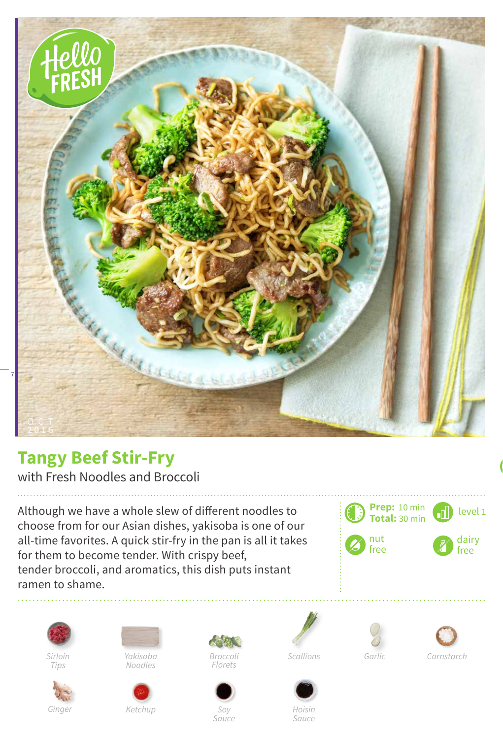# Tangy Beef Stir-Fry

with Fresh Noodles and Broccoli

Although we have a whole slew of different noodles to choose from for our Asian dishes, yakisoba is one of our all-time favorites. A quick stir-fry in the pan is all it takes for them to become tender. With crispy beef, tender broccoli, and aromatics, this dish puts instant ramen to shame.

**Prep:** 10 min
**Total:** 30 min

level 1

nut free

dairy free

*Sirloin Tips*

*Yakisoba Noodles*

*Broccoli Florets*

*Scallions*

*Garlic*

*Cornstarch*

*Ginger*

*Ketchup*

*Soy Sauce*

*Hoisin Sauce*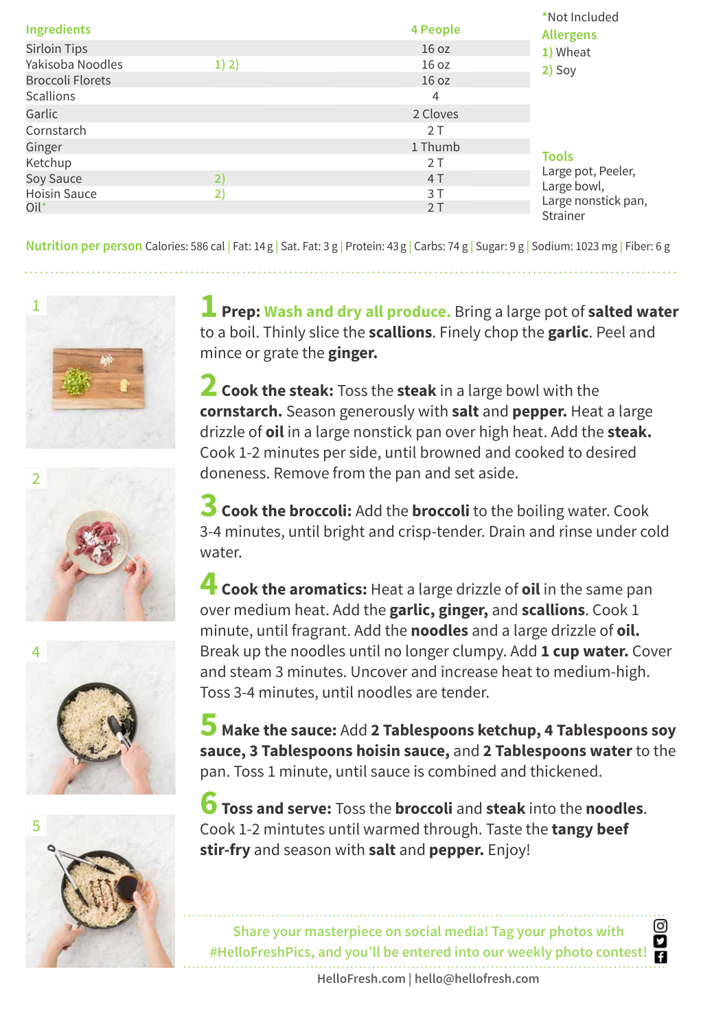| Ingredients | | 4 People |
|---|---|---|
| Sirloin Tips | | 16 oz |
| Yakisoba Noodles | 1) 2) | 16 oz |
| Broccoli Florets | | 16 oz |
| Scallions | | 4 |
| Garlic | | 2 Cloves |
| Cornstarch | | 2 T |
| Ginger | | 1 Thumb |
| Ketchup | | 2 T |
| Soy Sauce | 2) | 4 T |
| Hoisin Sauce | 2) | 3 T |
| Oil* | | 2 T |

*Not Included

**Allergens**

1) Wheat
2) Soy

**Tools**

Large pot, Peeler, Large bowl, Large nonstick pan, Strainer

**Nutrition per person** Calories: 586 cal | Fat: 14 g | Sat. Fat: 3 g | Protein: 43 g | Carbs: 74 g | Sugar: 9 g | Sodium: 1023 mg | Fiber: 6 g

1 **Prep: Wash and dry all produce.** Bring a large pot of **salted water** to a boil. Thinly slice the **scallions**. Finely chop the **garlic**. Peel and mince or grate the **ginger.**

2 **Cook the steak:** Toss the **steak** in a large bowl with the **cornstarch.** Season generously with **salt** and **pepper.** Heat a large drizzle of **oil** in a large nonstick pan over high heat. Add the **steak.** Cook 1-2 minutes per side, until browned and cooked to desired doneness. Remove from the pan and set aside.

3 **Cook the broccoli:** Add the **broccoli** to the boiling water. Cook 3-4 minutes, until bright and crisp-tender. Drain and rinse under cold water.

4 **Cook the aromatics:** Heat a large drizzle of **oil** in the same pan over medium heat. Add the **garlic, ginger,** and **scallions**. Cook 1 minute, until fragrant. Add the **noodles** and a large drizzle of **oil.** Break up the noodles until no longer clumpy. Add **1 cup water.** Cover and steam 3 minutes. Uncover and increase heat to medium-high. Toss 3-4 minutes, until noodles are tender.

5 **Make the sauce:** Add **2 Tablespoons ketchup, 4 Tablespoons soy sauce, 3 Tablespoons hoisin sauce,** and **2 Tablespoons water** to the pan. Toss 1 minute, until sauce is combined and thickened.

6 **Toss and serve:** Toss the **broccoli** and **steak** into the **noodles**. Cook 1-2 mintutes until warmed through. Taste the **tangy beef stir-fry** and season with **salt** and **pepper.** Enjoy!

Share your masterpiece on social media! Tag your photos with #HelloFreshPics, and you'll be entered into our weekly photo contest!

HelloFresh.com | hello@hellofresh.com